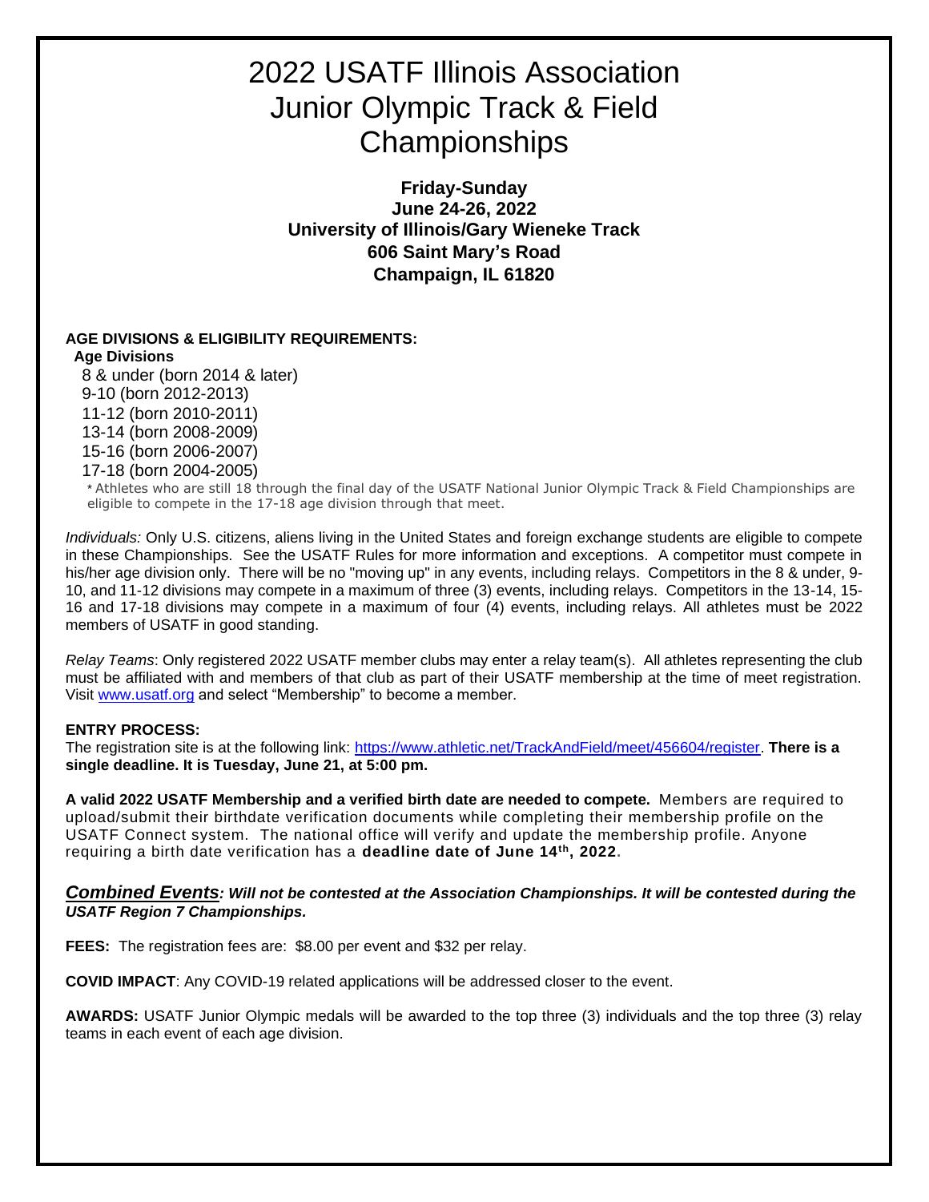# 2022 USATF Illinois Association Junior Olympic Track & Field Championships

**Friday-Sunday**
**June 24-26, 2022**
**University of Illinois/Gary Wieneke Track**
**606 Saint Mary's Road**
**Champaign, IL 61820**

**AGE DIVISIONS & ELIGIBILITY REQUIREMENTS:**

**Age Divisions**

8 & under (born 2014 & later)
9-10 (born 2012-2013)
11-12 (born 2010-2011)
13-14 (born 2008-2009)
15-16 (born 2006-2007)
17-18 (born 2004-2005)

* Athletes who are still 18 through the final day of the USATF National Junior Olympic Track & Field Championships are eligible to compete in the 17-18 age division through that meet.

*Individuals:* Only U.S. citizens, aliens living in the United States and foreign exchange students are eligible to compete in these Championships. See the USATF Rules for more information and exceptions. A competitor must compete in his/her age division only. There will be no "moving up" in any events, including relays. Competitors in the 8 & under, 9-10, and 11-12 divisions may compete in a maximum of three (3) events, including relays. Competitors in the 13-14, 15-16 and 17-18 divisions may compete in a maximum of four (4) events, including relays. All athletes must be 2022 members of USATF in good standing.

*Relay Teams*: Only registered 2022 USATF member clubs may enter a relay team(s). All athletes representing the club must be affiliated with and members of that club as part of their USATF membership at the time of meet registration. Visit [www.usatf.org](http://www.usatf.org) and select "Membership" to become a member.

**ENTRY PROCESS:**

The registration site is at the following link: [https://www.athletic.net/TrackAndField/meet/456604/register](https://www.athletic.net/TrackAndField/meet/456604/register). **There is a single deadline. It is Tuesday, June 21, at 5:00 pm.**

**A valid 2022 USATF Membership and a verified birth date are needed to compete.** Members are required to upload/submit their birthdate verification documents while completing their membership profile on the USATF Connect system. The national office will verify and update the membership profile. Anyone requiring a birth date verification has a **deadline date of June 14th, 2022.**

***Combined Events**: Will not be contested at the Association Championships. It will be contested during the USATF Region 7 Championships.*

**FEES:** The registration fees are: $8.00 per event and $32 per relay.

**COVID IMPACT**: Any COVID-19 related applications will be addressed closer to the event.

**AWARDS:** USATF Junior Olympic medals will be awarded to the top three (3) individuals and the top three (3) relay teams in each event of each age division.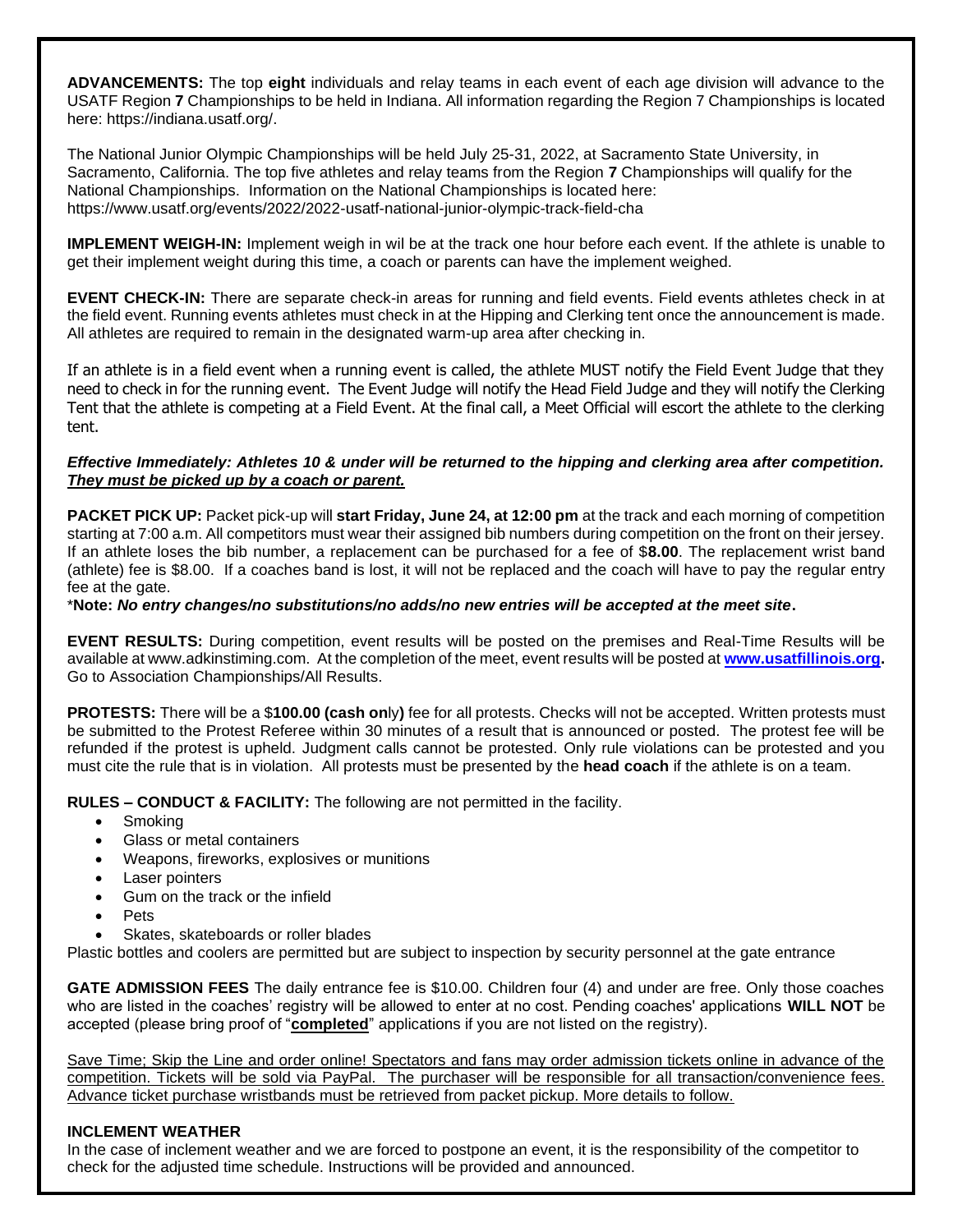**ADVANCEMENTS:** The top **eight** individuals and relay teams in each event of each age division will advance to the USATF Region **7** Championships to be held in Indiana. All information regarding the Region 7 Championships is located here: https://indiana.usatf.org/.

The National Junior Olympic Championships will be held July 25-31, 2022, at Sacramento State University, in Sacramento, California. The top five athletes and relay teams from the Region **7** Championships will qualify for the National Championships. Information on the National Championships is located here: https://www.usatf.org/events/2022/2022-usatf-national-junior-olympic-track-field-cha

**IMPLEMENT WEIGH-IN:** Implement weigh in wil be at the track one hour before each event. If the athlete is unable to get their implement weight during this time, a coach or parents can have the implement weighed.

**EVENT CHECK-IN:** There are separate check-in areas for running and field events. Field events athletes check in at the field event. Running events athletes must check in at the Hipping and Clerking tent once the announcement is made. All athletes are required to remain in the designated warm-up area after checking in.

If an athlete is in a field event when a running event is called, the athlete MUST notify the Field Event Judge that they need to check in for the running event. The Event Judge will notify the Head Field Judge and they will notify the Clerking Tent that the athlete is competing at a Field Event. At the final call, a Meet Official will escort the athlete to the clerking tent.

***Effective Immediately: Athletes 10 & under will be returned to the hipping and clerking area after competition. <u>They must be picked up by a coach or parent.</u>***

**PACKET PICK UP:** Packet pick-up will **start Friday, June 24, at 12:00 pm** at the track and each morning of competition starting at 7:00 a.m. All competitors must wear their assigned bib numbers during competition on the front on their jersey. If an athlete loses the bib number, a replacement can be purchased for a fee of $**8.00**. The replacement wrist band (athlete) fee is $8.00. If a coaches band is lost, it will not be replaced and the coach will have to pay the regular entry fee at the gate.

*__Note:__ ***No entry changes/no substitutions/no adds/no new entries will be accepted at the meet site.***

**EVENT RESULTS:** During competition, event results will be posted on the premises and Real-Time Results will be available at www.adkinstiming.com. At the completion of the meet, event results will be posted at **[www.usatfillinois.org](http://www.usatfillinois.org).** Go to Association Championships/All Results.

**PROTESTS:** There will be a $**100.00 (cash on**ly**)** fee for all protests. Checks will not be accepted. Written protests must be submitted to the Protest Referee within 30 minutes of a result that is announced or posted. The protest fee will be refunded if the protest is upheld. Judgment calls cannot be protested. Only rule violations can be protested and you must cite the rule that is in violation. All protests must be presented by the **head coach** if the athlete is on a team.

**RULES – CONDUCT & FACILITY:** The following are not permitted in the facility.

- Smoking
- Glass or metal containers
- Weapons, fireworks, explosives or munitions
- Laser pointers
- Gum on the track or the infield
- Pets
- Skates, skateboards or roller blades

Plastic bottles and coolers are permitted but are subject to inspection by security personnel at the gate entrance

**GATE ADMISSION FEES** The daily entrance fee is $10.00. Children four (4) and under are free. Only those coaches who are listed in the coaches' registry will be allowed to enter at no cost. Pending coaches' applications **WILL NOT** be accepted (please bring proof of "**<u>completed</u>**" applications if you are not listed on the registry).

<u>Save Time; Skip the Line and order online! Spectators and fans may order admission tickets online in advance of the competition. Tickets will be sold via PayPal. The purchaser will be responsible for all transaction/convenience fees. Advance ticket purchase wristbands must be retrieved from packet pickup. More details to follow.</u>

**INCLEMENT WEATHER**

In the case of inclement weather and we are forced to postpone an event, it is the responsibility of the competitor to check for the adjusted time schedule. Instructions will be provided and announced.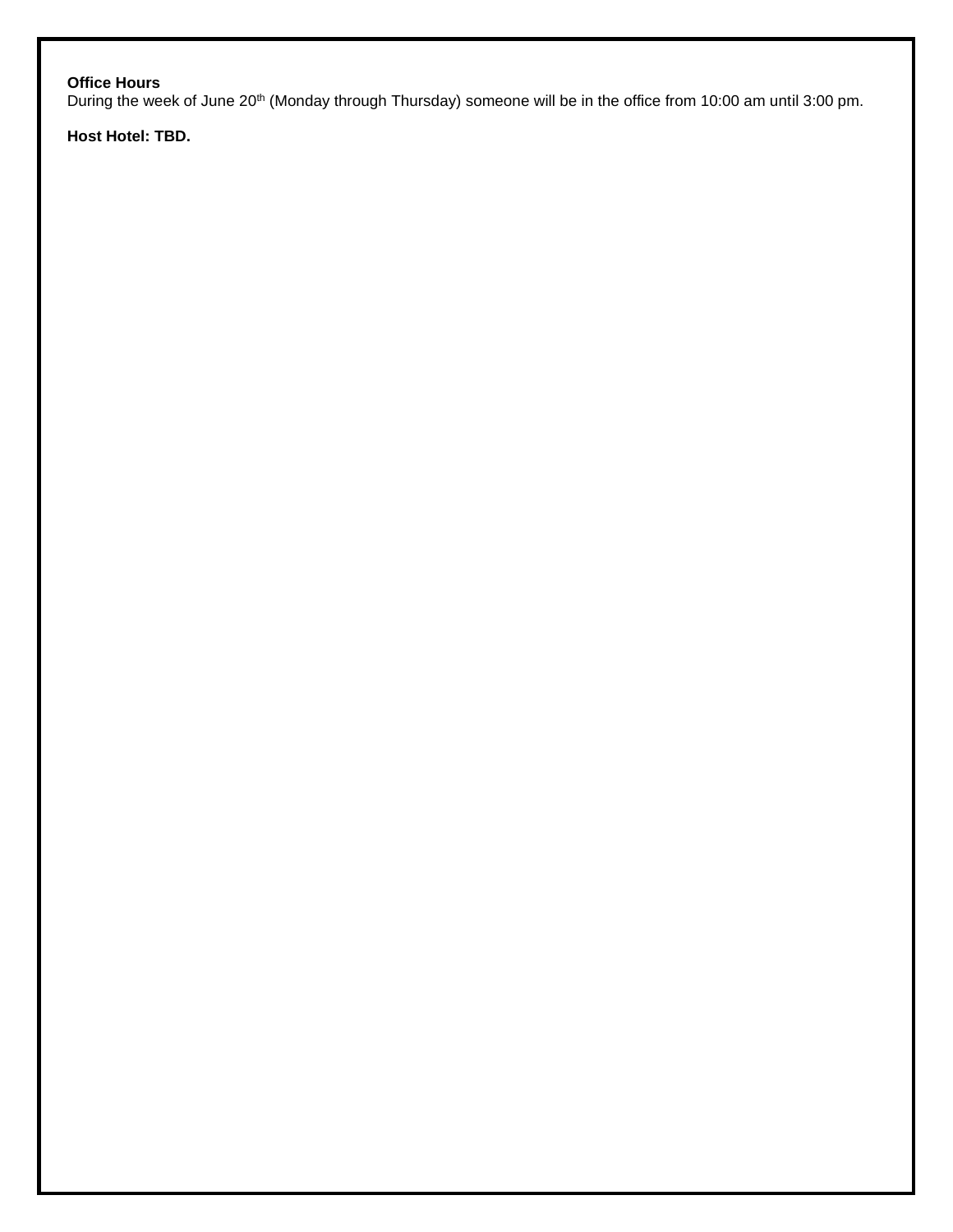**Office Hours**

During the week of June 20th (Monday through Thursday) someone will be in the office from 10:00 am until 3:00 pm.

**Host Hotel: TBD.**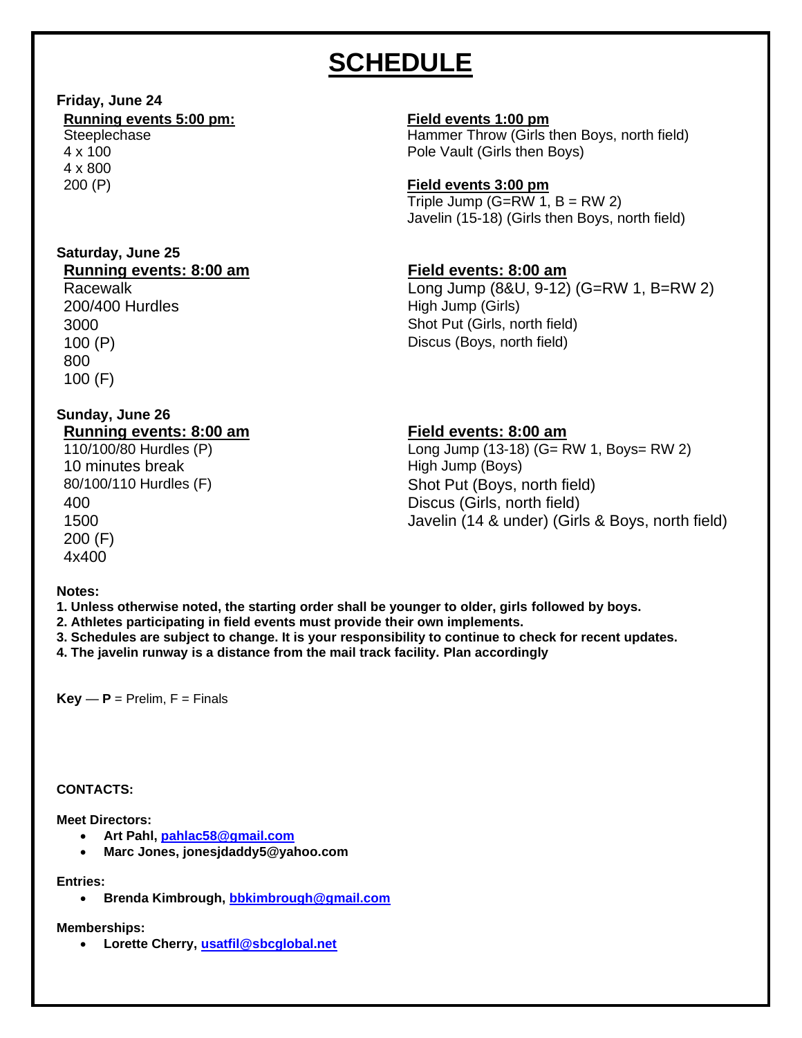# SCHEDULE

**Friday, June 24**

**Running events 5:00 pm:**

Steeplechase
4 x 100
4 x 800
200 (P)

**Field events 1:00 pm**

Hammer Throw (Girls then Boys, north field)
Pole Vault (Girls then Boys)

**Field events 3:00 pm**

Triple Jump (G=RW 1, B = RW 2)
Javelin (15-18) (Girls then Boys, north field)

**Saturday, June 25**

**Running events: 8:00 am**

Racewalk
200/400 Hurdles
3000
100 (P)
800
100 (F)

**Field events: 8:00 am**

Long Jump (8&U, 9-12) (G=RW 1, B=RW 2)
High Jump (Girls)
Shot Put (Girls, north field)
Discus (Boys, north field)

**Sunday, June 26**

**Running events: 8:00 am**

110/100/80 Hurdles (P)
10 minutes break
80/100/110 Hurdles (F)
400
1500
200 (F)
4x400

**Field events: 8:00 am**

Long Jump (13-18) (G= RW 1, Boys= RW 2)
High Jump (Boys)
Shot Put (Boys, north field)
Discus (Girls, north field)
Javelin (14 & under) (Girls & Boys, north field)

**Notes:**

1. **Unless otherwise noted, the starting order shall be younger to older, girls followed by boys.**
2. **Athletes participating in field events must provide their own implements.**
3. **Schedules are subject to change. It is your responsibility to continue to check for recent updates.**
4. **The javelin runway is a distance from the mail track facility. Plan accordingly**

**Key** — **P** = Prelim, F = Finals

**CONTACTS:**

**Meet Directors:**

- **Art Pahl, pahlac58@gmail.com**
- **Marc Jones, jonesjdaddy5@yahoo.com**

**Entries:**

- **Brenda Kimbrough, bbkimbrough@gmail.com**

**Memberships:**

- **Lorette Cherry, usatfil@sbcglobal.net**